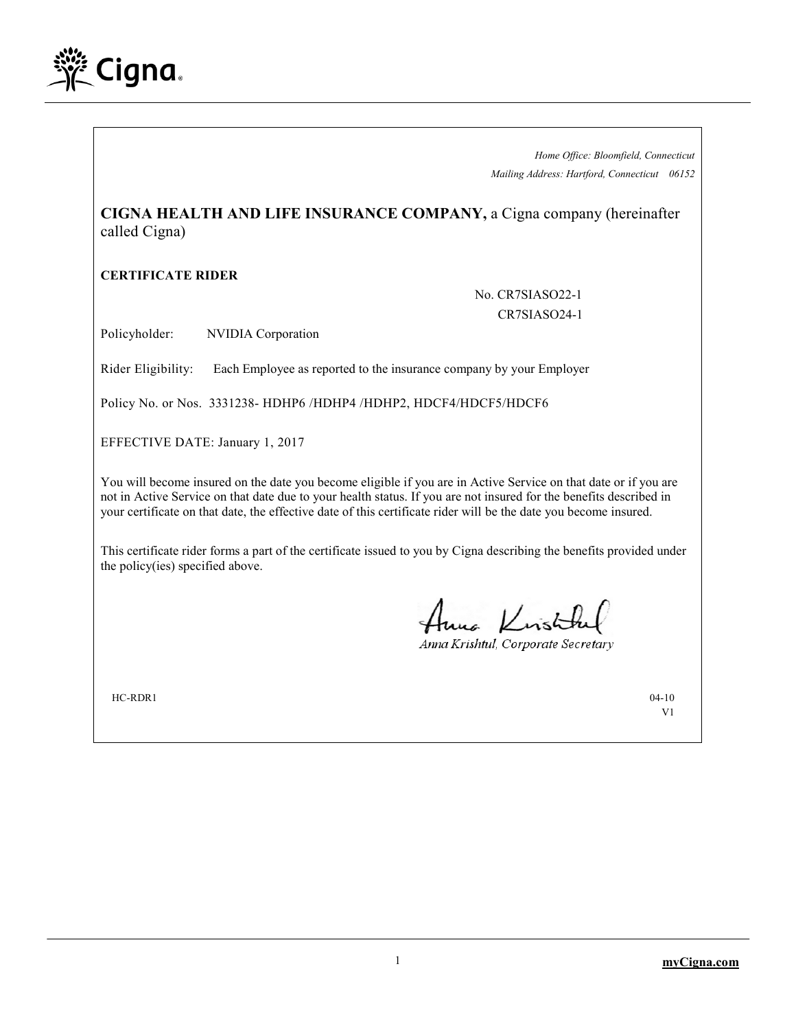*Home Office: Bloomfield, Connecticut*
*Mailing Address: Hartford, Connecticut 06152*

**CIGNA HEALTH AND LIFE INSURANCE COMPANY,** a Cigna company (hereinafter called Cigna)

**CERTIFICATE RIDER**

No. CR7SIASO22-1
CR7SIASO24-1

Policyholder: NVIDIA Corporation

Rider Eligibility: Each Employee as reported to the insurance company by your Employer

Policy No. or Nos. 3331238- HDHP6 /HDHP4 /HDHP2, HDCF4/HDCF5/HDCF6

EFFECTIVE DATE: January 1, 2017

You will become insured on the date you become eligible if you are in Active Service on that date or if you are not in Active Service on that date due to your health status. If you are not insured for the benefits described in your certificate on that date, the effective date of this certificate rider will be the date you become insured.

This certificate rider forms a part of the certificate issued to you by Cigna describing the benefits provided under the policy(ies) specified above.

Anna Krishtul

*Anna Krishtul, Corporate Secretary*

HC-RDR1 04-10
V1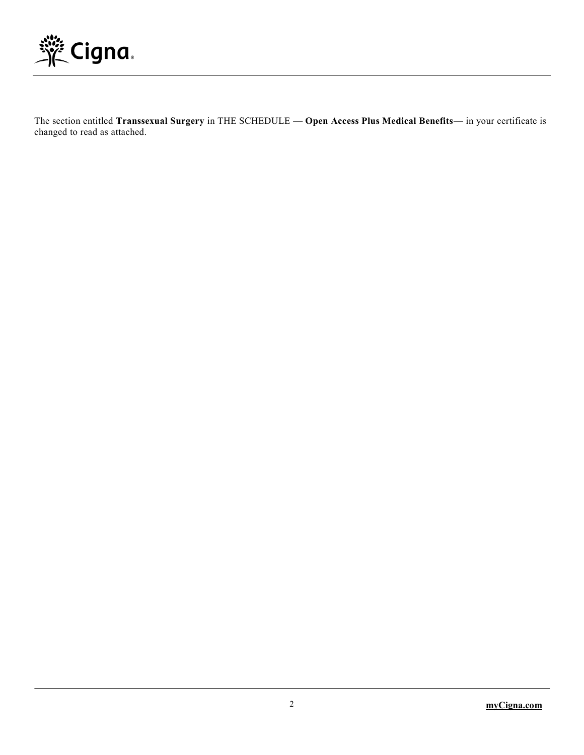The section entitled **Transsexual Surgery** in THE SCHEDULE — **Open Access Plus Medical Benefits**— in your certificate is changed to read as attached.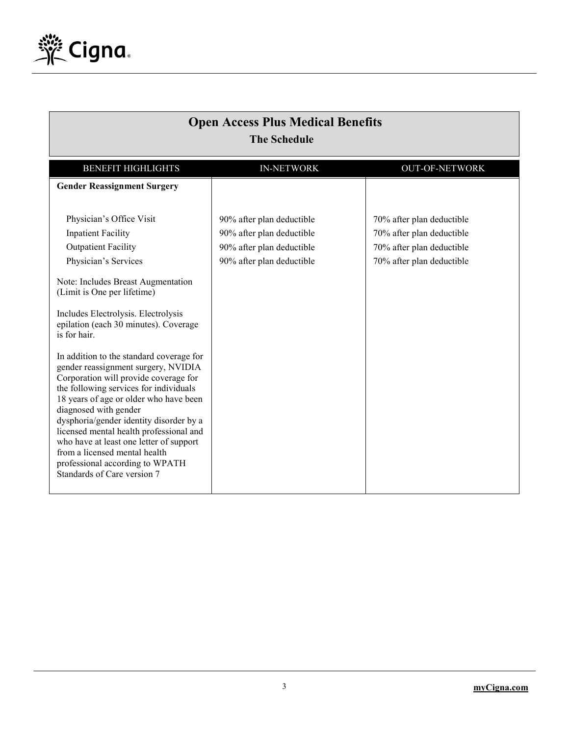## Open Access Plus Medical Benefits

### The Schedule

| BENEFIT HIGHLIGHTS | IN-NETWORK | OUT-OF-NETWORK |
|---|---|---|
| **Gender Reassignment Surgery** | | |
| Physician's Office Visit | 90% after plan deductible | 70% after plan deductible |
| Inpatient Facility | 90% after plan deductible | 70% after plan deductible |
| Outpatient Facility | 90% after plan deductible | 70% after plan deductible |
| Physician's Services | 90% after plan deductible | 70% after plan deductible |
| Note: Includes Breast Augmentation (Limit is One per lifetime) | | |
| Includes Electrolysis. Electrolysis epilation (each 30 minutes). Coverage is for hair. | | |
| In addition to the standard coverage for gender reassignment surgery, NVIDIA Corporation will provide coverage for the following services for individuals 18 years of age or older who have been diagnosed with gender dysphoria/gender identity disorder by a licensed mental health professional and who have at least one letter of support from a licensed mental health professional according to WPATH Standards of Care version 7 | | |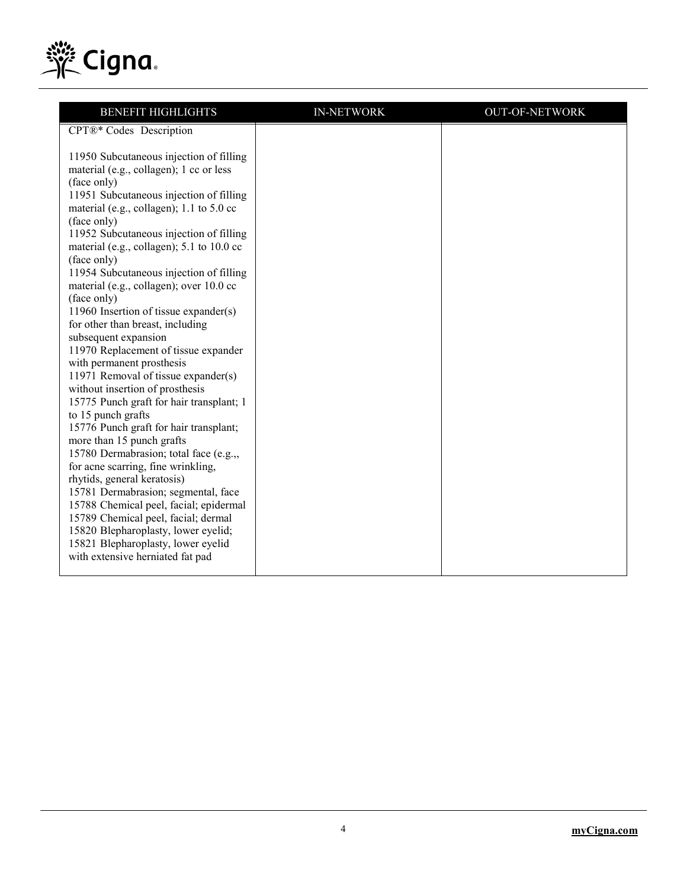| BENEFIT HIGHLIGHTS | IN-NETWORK | OUT-OF-NETWORK |
| --- | --- | --- |
| CPT®* Codes Description<br><br>11950 Subcutaneous injection of filling material (e.g., collagen); 1 cc or less (face only)<br>11951 Subcutaneous injection of filling material (e.g., collagen); 1.1 to 5.0 cc (face only)<br>11952 Subcutaneous injection of filling material (e.g., collagen); 5.1 to 10.0 cc (face only)<br>11954 Subcutaneous injection of filling material (e.g., collagen); over 10.0 cc (face only)<br>11960 Insertion of tissue expander(s) for other than breast, including subsequent expansion<br>11970 Replacement of tissue expander with permanent prosthesis<br>11971 Removal of tissue expander(s) without insertion of prosthesis<br>15775 Punch graft for hair transplant; 1 to 15 punch grafts<br>15776 Punch graft for hair transplant; more than 15 punch grafts<br>15780 Dermabrasion; total face (e.g.,, for acne scarring, fine wrinkling, rhytids, general keratosis)<br>15781 Dermabrasion; segmental, face<br>15788 Chemical peel, facial; epidermal<br>15789 Chemical peel, facial; dermal<br>15820 Blepharoplasty, lower eyelid;<br>15821 Blepharoplasty, lower eyelid with extensive herniated fat pad | | |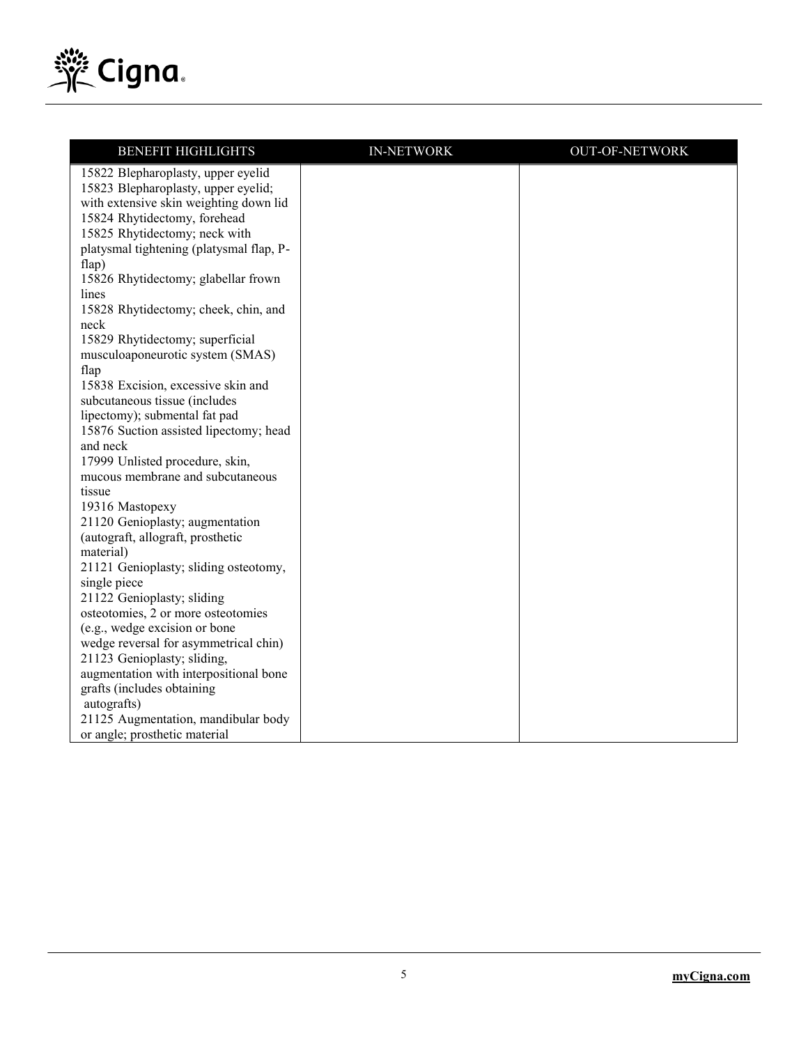| BENEFIT HIGHLIGHTS | IN-NETWORK | OUT-OF-NETWORK |
| --- | --- | --- |
| 15822 Blepharoplasty, upper eyelid<br>15823 Blepharoplasty, upper eyelid; with extensive skin weighting down lid<br>15824 Rhytidectomy, forehead<br>15825 Rhytidectomy; neck with platysmal tightening (platysmal flap, P-flap)<br>15826 Rhytidectomy; glabellar frown lines<br>15828 Rhytidectomy; cheek, chin, and neck<br>15829 Rhytidectomy; superficial musculoaponeurotic system (SMAS) flap<br>15838 Excision, excessive skin and subcutaneous tissue (includes lipectomy); submental fat pad<br>15876 Suction assisted lipectomy; head and neck<br>17999 Unlisted procedure, skin, mucous membrane and subcutaneous tissue<br>19316 Mastopexy<br>21120 Genioplasty; augmentation (autograft, allograft, prosthetic material)<br>21121 Genioplasty; sliding osteotomy, single piece<br>21122 Genioplasty; sliding osteotomies, 2 or more osteotomies (e.g., wedge excision or bone wedge reversal for asymmetrical chin)<br>21123 Genioplasty; sliding, augmentation with interpositional bone grafts (includes obtaining autografts)<br>21125 Augmentation, mandibular body or angle; prosthetic material | | |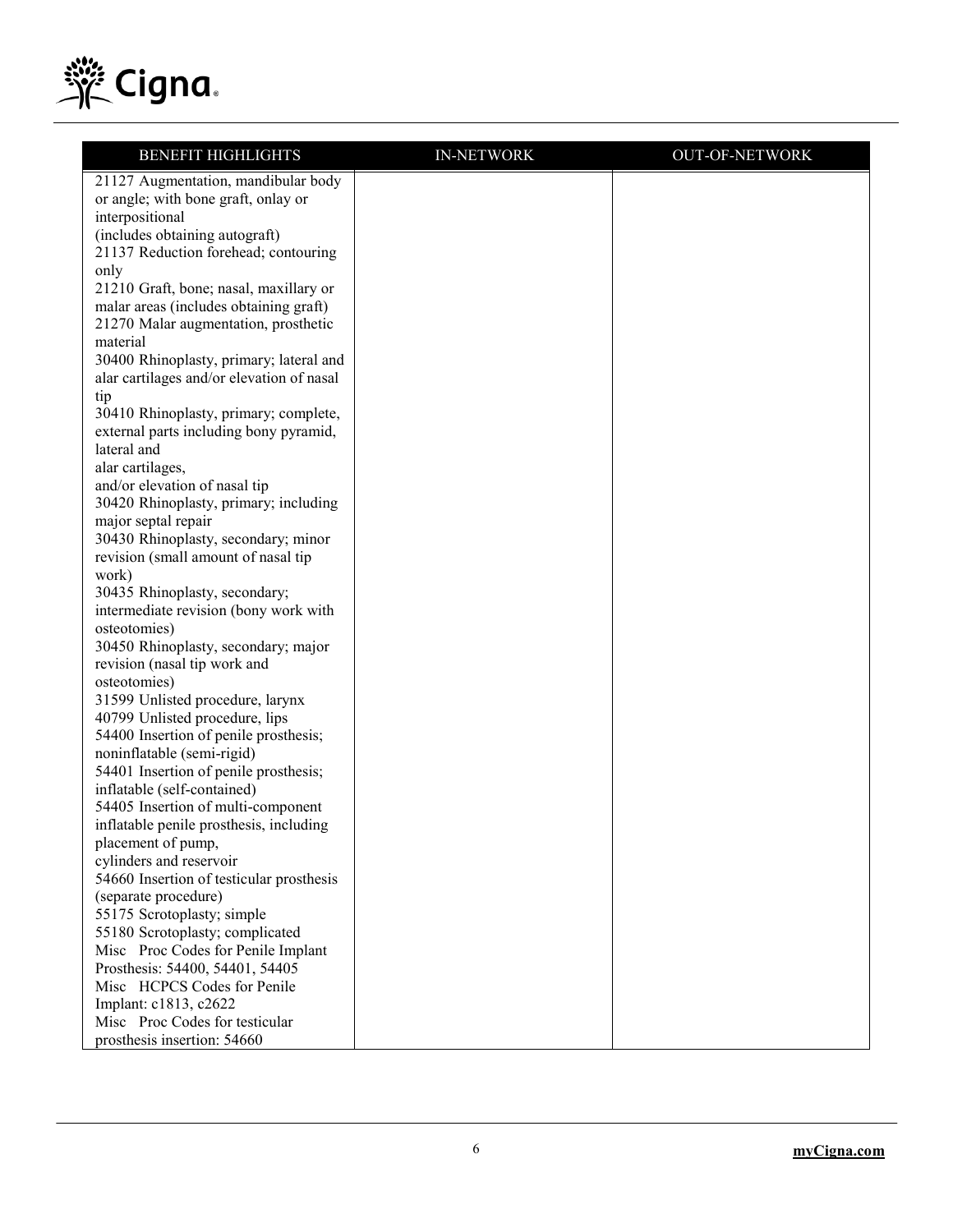| BENEFIT HIGHLIGHTS | IN-NETWORK | OUT-OF-NETWORK |
|---|---|---|
| 21127 Augmentation, mandibular body or angle; with bone graft, onlay or interpositional<br>(includes obtaining autograft)<br>21137 Reduction forehead; contouring only<br>21210 Graft, bone; nasal, maxillary or malar areas (includes obtaining graft)<br>21270 Malar augmentation, prosthetic material<br>30400 Rhinoplasty, primary; lateral and alar cartilages and/or elevation of nasal tip<br>30410 Rhinoplasty, primary; complete, external parts including bony pyramid, lateral and<br>alar cartilages,<br>and/or elevation of nasal tip<br>30420 Rhinoplasty, primary; including major septal repair<br>30430 Rhinoplasty, secondary; minor revision (small amount of nasal tip work)<br>30435 Rhinoplasty, secondary; intermediate revision (bony work with osteotomies)<br>30450 Rhinoplasty, secondary; major revision (nasal tip work and osteotomies)<br>31599 Unlisted procedure, larynx<br>40799 Unlisted procedure, lips<br>54400 Insertion of penile prosthesis; noninflatable (semi-rigid)<br>54401 Insertion of penile prosthesis; inflatable (self-contained)<br>54405 Insertion of multi-component inflatable penile prosthesis, including placement of pump,<br>cylinders and reservoir<br>54660 Insertion of testicular prosthesis (separate procedure)<br>55175 Scrotoplasty; simple<br>55180 Scrotoplasty; complicated<br>Misc Proc Codes for Penile Implant Prosthesis: 54400, 54401, 54405<br>Misc HCPCS Codes for Penile Implant: c1813, c2622<br>Misc Proc Codes for testicular prosthesis insertion: 54660 | | |